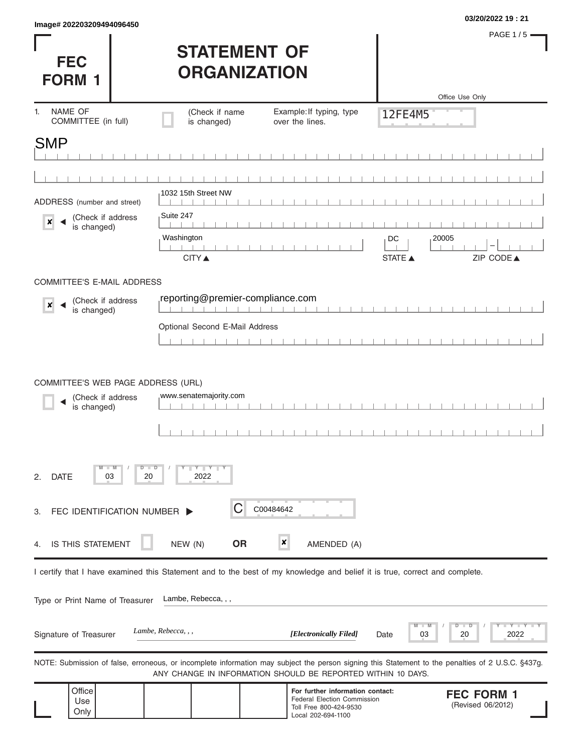Image# 202203209494096450

03/20/2022 19 : 21

# FEC FORM 1

# STATEMENT OF ORGANIZATION

Office Use Only

12FE4M5

1. NAME OF COMMITTEE (in full) (Check if name is changed) Example: If typing, type over the lines.

SMP

ADDRESS (number and street)

[x] (Check if address is changed)

1032 15th Street NW

Suite 247

Washington — DC — 20005

CITY ▲ STATE ▲ ZIP CODE ▲

COMMITTEE'S E-MAIL ADDRESS

[x] (Check if address is changed)

reporting@premier-compliance.com

Optional Second E-Mail Address

COMMITTEE'S WEB PAGE ADDRESS (URL)

[ ] (Check if address is changed)

www.senatemajority.com

2. DATE 03 / 20 / 2022

3. FEC IDENTIFICATION NUMBER ▶ C C00484642

4. IS THIS STATEMENT [ ] NEW (N) **OR** [x] AMENDED (A)

I certify that I have examined this Statement and to the best of my knowledge and belief it is true, correct and complete.

Type or Print Name of Treasurer Lambe, Rebecca, , ,

Signature of Treasurer *Lambe, Rebecca, , ,* ***[Electronically Filed]*** Date 03 / 20 / 2022

NOTE: Submission of false, erroneous, or incomplete information may subject the person signing this Statement to the penalties of 2 U.S.C. §437g. ANY CHANGE IN INFORMATION SHOULD BE REPORTED WITHIN 10 DAYS.

Office Use Only

**For further information contact:**
Federal Election Commission
Toll Free 800-424-9530
Local 202-694-1100

**FEC FORM 1**
(Revised 06/2012)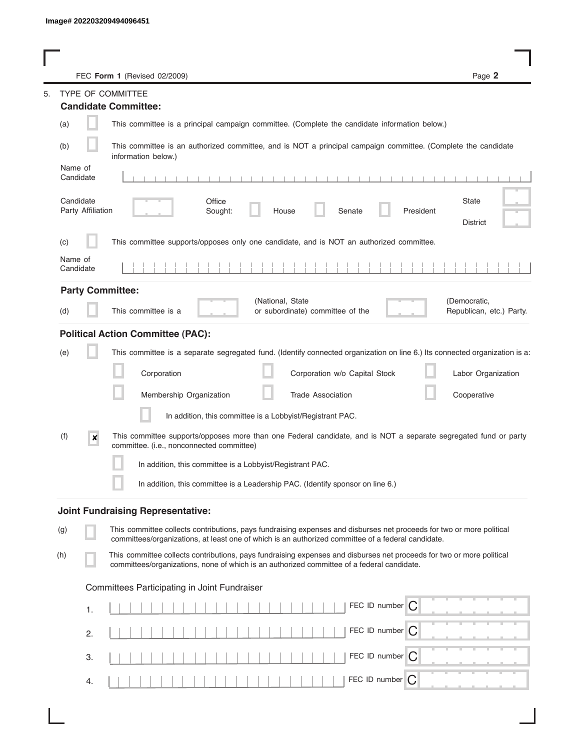Image# 202203209494096451

FEC **Form 1** (Revised 02/2009)

5. TYPE OF COMMITTEE

**Candidate Committee:**

(a) ☐ This committee is a principal campaign committee. (Complete the candidate information below.)

(b) ☐ This committee is an authorized committee, and is NOT a principal campaign committee. (Complete the candidate information below.)

Name of Candidate

Candidate Party Affiliation

Office Sought: ☐ House ☐ Senate ☐ President

State

District

(c) ☐ This committee supports/opposes only one candidate, and is NOT an authorized committee.

Name of Candidate

**Party Committee:**

(d) ☐ This committee is a (National, State or subordinate) committee of the (Democratic, Republican, etc.) Party.

**Political Action Committee (PAC):**

(e) ☐ This committee is a separate segregated fund. (Identify connected organization on line 6.) Its connected organization is a:

☐ Corporation ☐ Corporation w/o Capital Stock ☐ Labor Organization

☐ Membership Organization ☐ Trade Association ☐ Cooperative

☐ In addition, this committee is a Lobbyist/Registrant PAC.

(f) ☒ This committee supports/opposes more than one Federal candidate, and is NOT a separate segregated fund or party committee. (i.e., nonconnected committee)

☐ In addition, this committee is a Lobbyist/Registrant PAC.

☐ In addition, this committee is a Leadership PAC. (Identify sponsor on line 6.)

**Joint Fundraising Representative:**

(g) ☐ This committee collects contributions, pays fundraising expenses and disburses net proceeds for two or more political committees/organizations, at least one of which is an authorized committee of a federal candidate.

(h) ☐ This committee collects contributions, pays fundraising expenses and disburses net proceeds for two or more political committees/organizations, none of which is an authorized committee of a federal candidate.

Committees Participating in Joint Fundraiser

1. FEC ID number C

2. FEC ID number C

3. FEC ID number C

4. FEC ID number C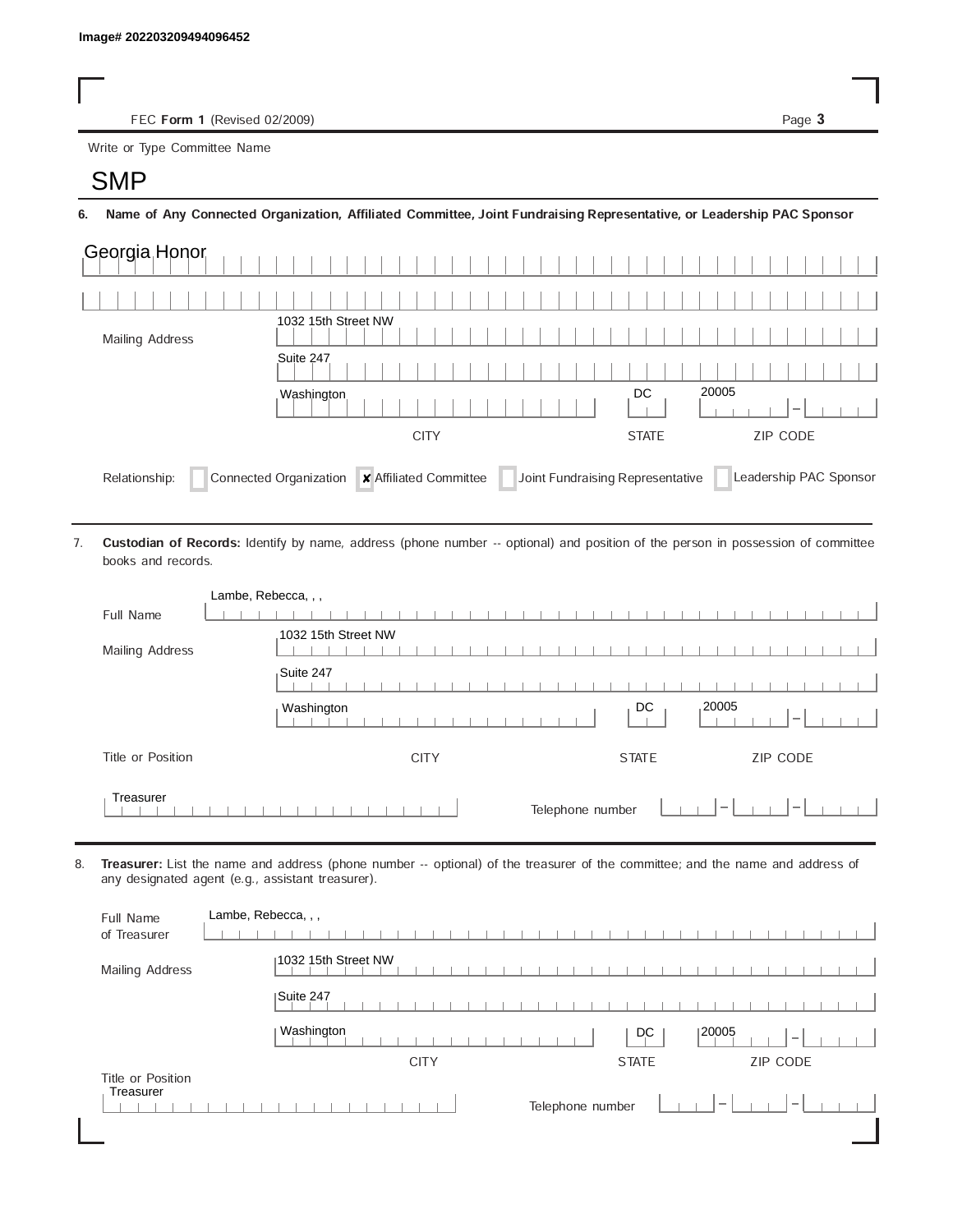Image# 202203209494096452

FEC **Form 1** (Revised 02/2009)

Write or Type Committee Name

SMP

**6. Name of Any Connected Organization, Affiliated Committee, Joint Fundraising Representative, or Leadership PAC Sponsor**

Georgia Honor

Mailing Address

1032 15th Street NW

Suite 247

Washington | DC | 20005

CITY | STATE | ZIP CODE

Relationship: [ ] Connected Organization [x] Affiliated Committee [ ] Joint Fundraising Representative [ ] Leadership PAC Sponsor

7. **Custodian of Records:** Identify by name, address (phone number -- optional) and position of the person in possession of committee books and records.

Full Name: Lambe, Rebecca, , ,

Mailing Address

1032 15th Street NW

Suite 247

Washington | DC | 20005

CITY | STATE | ZIP CODE

Title or Position: Treasurer

Telephone number

8. **Treasurer:** List the name and address (phone number -- optional) of the treasurer of the committee; and the name and address of any designated agent (e.g., assistant treasurer).

Full Name of Treasurer: Lambe, Rebecca, , ,

Mailing Address

1032 15th Street NW

Suite 247

Washington | DC | 20005

CITY | STATE | ZIP CODE

Title or Position: Treasurer

Telephone number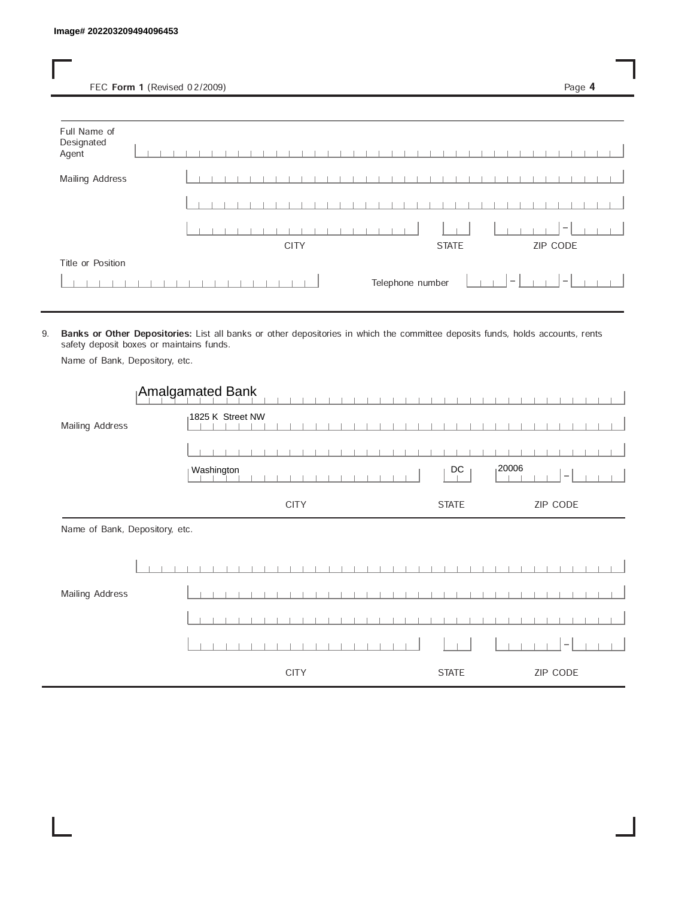Image# 202203209494096453

FEC **Form 1** (Revised 02/2009)

Full Name of Designated Agent

Mailing Address

CITY STATE ZIP CODE

Title or Position

Telephone number

9. **Banks or Other Depositories:** List all banks or other depositories in which the committee deposits funds, holds accounts, rents safety deposit boxes or maintains funds.

Name of Bank, Depository, etc.

Amalgamated Bank

Mailing Address 1825 K Street NW

Washington DC 20006

CITY STATE ZIP CODE

Name of Bank, Depository, etc.

Mailing Address

CITY STATE ZIP CODE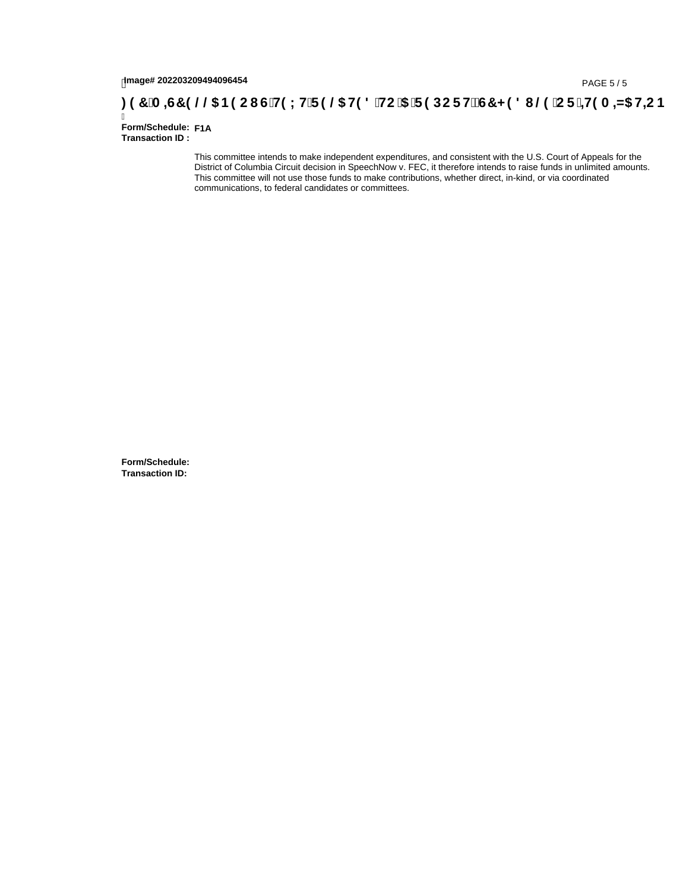Image# 202203209494096454

)(&0,6&(//$1(286 7(;75(/$7('72$5(32577 6&+('8/(25,7(0,=$7,21

**Form/Schedule:** F1A
**Transaction ID :**

This committee intends to make independent expenditures, and consistent with the U.S. Court of Appeals for the District of Columbia Circuit decision in SpeechNow v. FEC, it therefore intends to raise funds in unlimited amounts. This committee will not use those funds to make contributions, whether direct, in-kind, or via coordinated communications, to federal candidates or committees.

**Form/Schedule:**
**Transaction ID:**